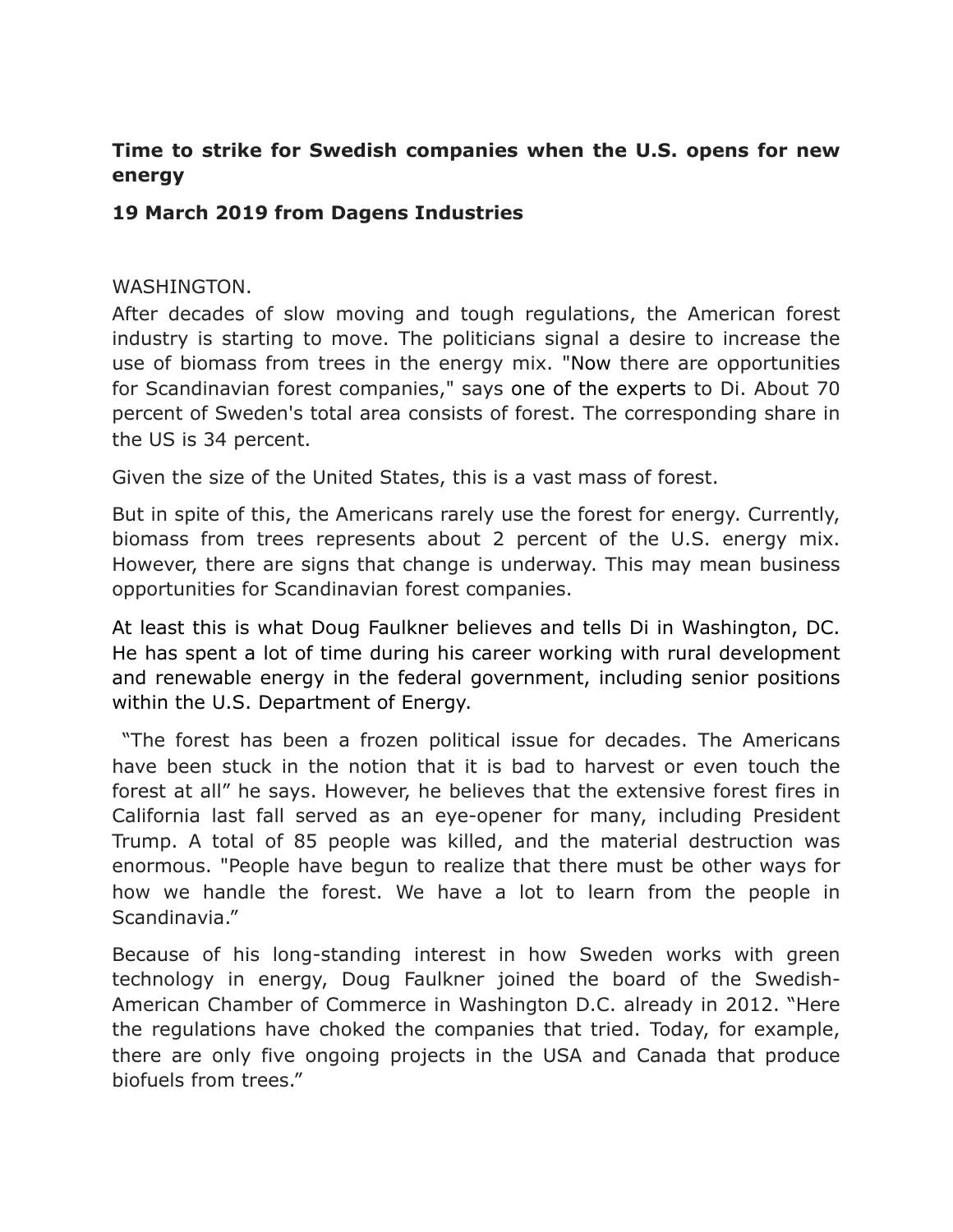**Time to strike for Swedish companies when the U.S. opens for new energy**

**19 March 2019 from Dagens Industries**

WASHINGTON.
After decades of slow moving and tough regulations, the American forest industry is starting to move. The politicians signal a desire to increase the use of biomass from trees in the energy mix. "Now there are opportunities for Scandinavian forest companies," says one of the experts to Di. About 70 percent of Sweden's total area consists of forest. The corresponding share in the US is 34 percent.

Given the size of the United States, this is a vast mass of forest.

But in spite of this, the Americans rarely use the forest for energy. Currently, biomass from trees represents about 2 percent of the U.S. energy mix. However, there are signs that change is underway. This may mean business opportunities for Scandinavian forest companies.

At least this is what Doug Faulkner believes and tells Di in Washington, DC. He has spent a lot of time during his career working with rural development and renewable energy in the federal government, including senior positions within the U.S. Department of Energy.

"The forest has been a frozen political issue for decades. The Americans have been stuck in the notion that it is bad to harvest or even touch the forest at all" he says. However, he believes that the extensive forest fires in California last fall served as an eye-opener for many, including President Trump. A total of 85 people was killed, and the material destruction was enormous. "People have begun to realize that there must be other ways for how we handle the forest. We have a lot to learn from the people in Scandinavia."

Because of his long-standing interest in how Sweden works with green technology in energy, Doug Faulkner joined the board of the Swedish-American Chamber of Commerce in Washington D.C. already in 2012. "Here the regulations have choked the companies that tried. Today, for example, there are only five ongoing projects in the USA and Canada that produce biofuels from trees."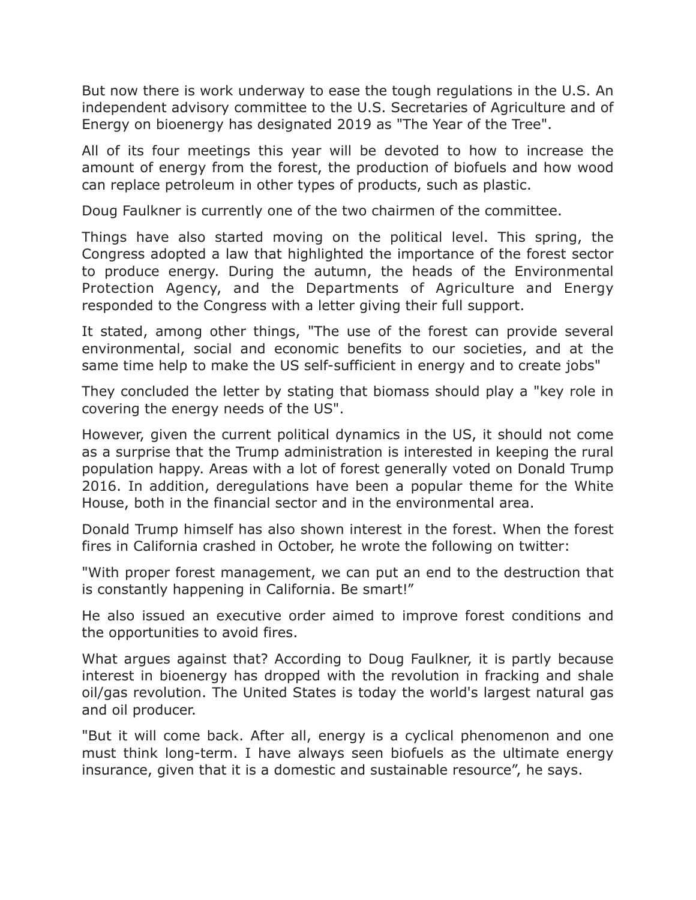But now there is work underway to ease the tough regulations in the U.S. An independent advisory committee to the U.S. Secretaries of Agriculture and of Energy on bioenergy has designated 2019 as "The Year of the Tree".

All of its four meetings this year will be devoted to how to increase the amount of energy from the forest, the production of biofuels and how wood can replace petroleum in other types of products, such as plastic.

Doug Faulkner is currently one of the two chairmen of the committee.

Things have also started moving on the political level. This spring, the Congress adopted a law that highlighted the importance of the forest sector to produce energy. During the autumn, the heads of the Environmental Protection Agency, and the Departments of Agriculture and Energy responded to the Congress with a letter giving their full support.

It stated, among other things, "The use of the forest can provide several environmental, social and economic benefits to our societies, and at the same time help to make the US self-sufficient in energy and to create jobs"

They concluded the letter by stating that biomass should play a "key role in covering the energy needs of the US".

However, given the current political dynamics in the US, it should not come as a surprise that the Trump administration is interested in keeping the rural population happy. Areas with a lot of forest generally voted on Donald Trump 2016. In addition, deregulations have been a popular theme for the White House, both in the financial sector and in the environmental area.

Donald Trump himself has also shown interest in the forest. When the forest fires in California crashed in October, he wrote the following on twitter:

"With proper forest management, we can put an end to the destruction that is constantly happening in California. Be smart!”

He also issued an executive order aimed to improve forest conditions and the opportunities to avoid fires.

What argues against that? According to Doug Faulkner, it is partly because interest in bioenergy has dropped with the revolution in fracking and shale oil/gas revolution. The United States is today the world's largest natural gas and oil producer.

"But it will come back. After all, energy is a cyclical phenomenon and one must think long-term. I have always seen biofuels as the ultimate energy insurance, given that it is a domestic and sustainable resource”, he says.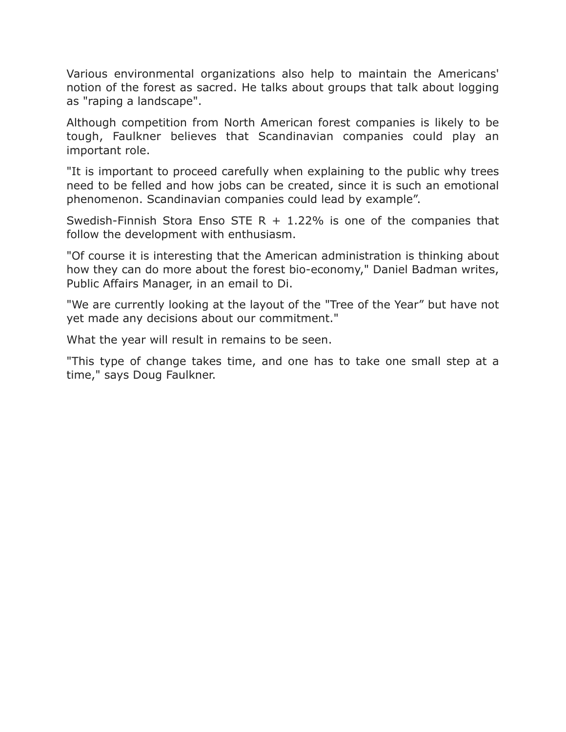Various environmental organizations also help to maintain the Americans' notion of the forest as sacred. He talks about groups that talk about logging as "raping a landscape".

Although competition from North American forest companies is likely to be tough, Faulkner believes that Scandinavian companies could play an important role.

"It is important to proceed carefully when explaining to the public why trees need to be felled and how jobs can be created, since it is such an emotional phenomenon. Scandinavian companies could lead by example".

Swedish-Finnish Stora Enso STE R + 1.22% is one of the companies that follow the development with enthusiasm.

"Of course it is interesting that the American administration is thinking about how they can do more about the forest bio-economy," Daniel Badman writes, Public Affairs Manager, in an email to Di.

"We are currently looking at the layout of the "Tree of the Year" but have not yet made any decisions about our commitment."

What the year will result in remains to be seen.

"This type of change takes time, and one has to take one small step at a time," says Doug Faulkner.